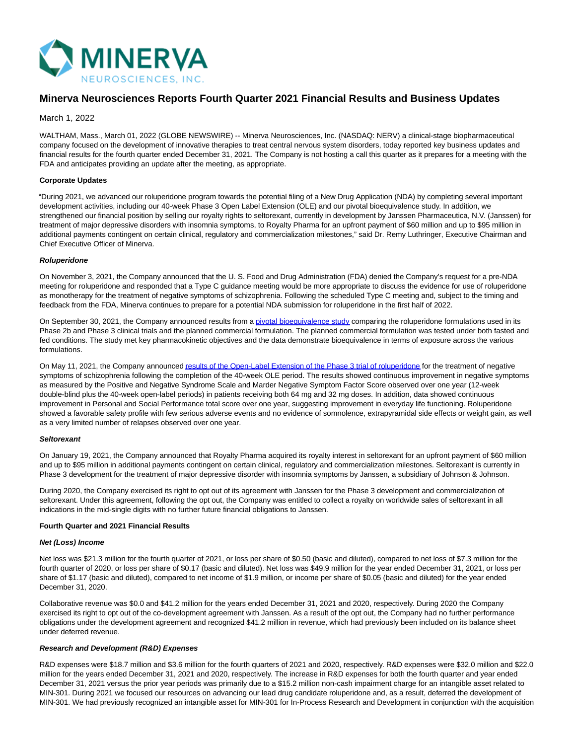# Minerva Neurosciences Reports Fourth Quarter 2021 Financial Results and Business Updates

March 1, 2022

WALTHAM, Mass., March 01, 2022 (GLOBE NEWSWIRE) -- Minerva Neurosciences, Inc. (NASDAQ: NERV) a clinical-stage biopharmaceutical company focused on the development of innovative therapies to treat central nervous system disorders, today reported key business updates and financial results for the fourth quarter ended December 31, 2021. The Company is not hosting a call this quarter as it prepares for a meeting with the FDA and anticipates providing an update after the meeting, as appropriate.

**Corporate Updates**

"During 2021, we advanced our roluperidone program towards the potential filing of a New Drug Application (NDA) by completing several important development activities, including our 40-week Phase 3 Open Label Extension (OLE) and our pivotal bioequivalence study. In addition, we strengthened our financial position by selling our royalty rights to seltorexant, currently in development by Janssen Pharmaceutica, N.V. (Janssen) for treatment of major depressive disorders with insomnia symptoms, to Royalty Pharma for an upfront payment of $60 million and up to $95 million in additional payments contingent on certain clinical, regulatory and commercialization milestones," said Dr. Remy Luthringer, Executive Chairman and Chief Executive Officer of Minerva.

***Roluperidone***

On November 3, 2021, the Company announced that the U. S. Food and Drug Administration (FDA) denied the Company's request for a pre-NDA meeting for roluperidone and responded that a Type C guidance meeting would be more appropriate to discuss the evidence for use of roluperidone as monotherapy for the treatment of negative symptoms of schizophrenia. Following the scheduled Type C meeting and, subject to the timing and feedback from the FDA, Minerva continues to prepare for a potential NDA submission for roluperidone in the first half of 2022.

On September 30, 2021, the Company announced results from a pivotal bioequivalence study comparing the roluperidone formulations used in its Phase 2b and Phase 3 clinical trials and the planned commercial formulation. The planned commercial formulation was tested under both fasted and fed conditions. The study met key pharmacokinetic objectives and the data demonstrate bioequivalence in terms of exposure across the various formulations.

On May 11, 2021, the Company announced results of the Open-Label Extension of the Phase 3 trial of roluperidone for the treatment of negative symptoms of schizophrenia following the completion of the 40-week OLE period. The results showed continuous improvement in negative symptoms as measured by the Positive and Negative Syndrome Scale and Marder Negative Symptom Factor Score observed over one year (12-week double-blind plus the 40-week open-label periods) in patients receiving both 64 mg and 32 mg doses. In addition, data showed continuous improvement in Personal and Social Performance total score over one year, suggesting improvement in everyday life functioning. Roluperidone showed a favorable safety profile with few serious adverse events and no evidence of somnolence, extrapyramidal side effects or weight gain, as well as a very limited number of relapses observed over one year.

***Seltorexant***

On January 19, 2021, the Company announced that Royalty Pharma acquired its royalty interest in seltorexant for an upfront payment of $60 million and up to $95 million in additional payments contingent on certain clinical, regulatory and commercialization milestones. Seltorexant is currently in Phase 3 development for the treatment of major depressive disorder with insomnia symptoms by Janssen, a subsidiary of Johnson & Johnson.

During 2020, the Company exercised its right to opt out of its agreement with Janssen for the Phase 3 development and commercialization of seltorexant. Under this agreement, following the opt out, the Company was entitled to collect a royalty on worldwide sales of seltorexant in all indications in the mid-single digits with no further future financial obligations to Janssen.

**Fourth Quarter and 2021 Financial Results**

***Net (Loss) Income***

Net loss was $21.3 million for the fourth quarter of 2021, or loss per share of $0.50 (basic and diluted), compared to net loss of $7.3 million for the fourth quarter of 2020, or loss per share of $0.17 (basic and diluted). Net loss was $49.9 million for the year ended December 31, 2021, or loss per share of $1.17 (basic and diluted), compared to net income of $1.9 million, or income per share of $0.05 (basic and diluted) for the year ended December 31, 2020.

Collaborative revenue was $0.0 and $41.2 million for the years ended December 31, 2021 and 2020, respectively. During 2020 the Company exercised its right to opt out of the co-development agreement with Janssen. As a result of the opt out, the Company had no further performance obligations under the development agreement and recognized $41.2 million in revenue, which had previously been included on its balance sheet under deferred revenue.

***Research and Development (R&D) Expenses***

R&D expenses were $18.7 million and $3.6 million for the fourth quarters of 2021 and 2020, respectively. R&D expenses were $32.0 million and $22.0 million for the years ended December 31, 2021 and 2020, respectively. The increase in R&D expenses for both the fourth quarter and year ended December 31, 2021 versus the prior year periods was primarily due to a $15.2 million non-cash impairment charge for an intangible asset related to MIN-301. During 2021 we focused our resources on advancing our lead drug candidate roluperidone and, as a result, deferred the development of MIN-301. We had previously recognized an intangible asset for MIN-301 for In-Process Research and Development in conjunction with the acquisition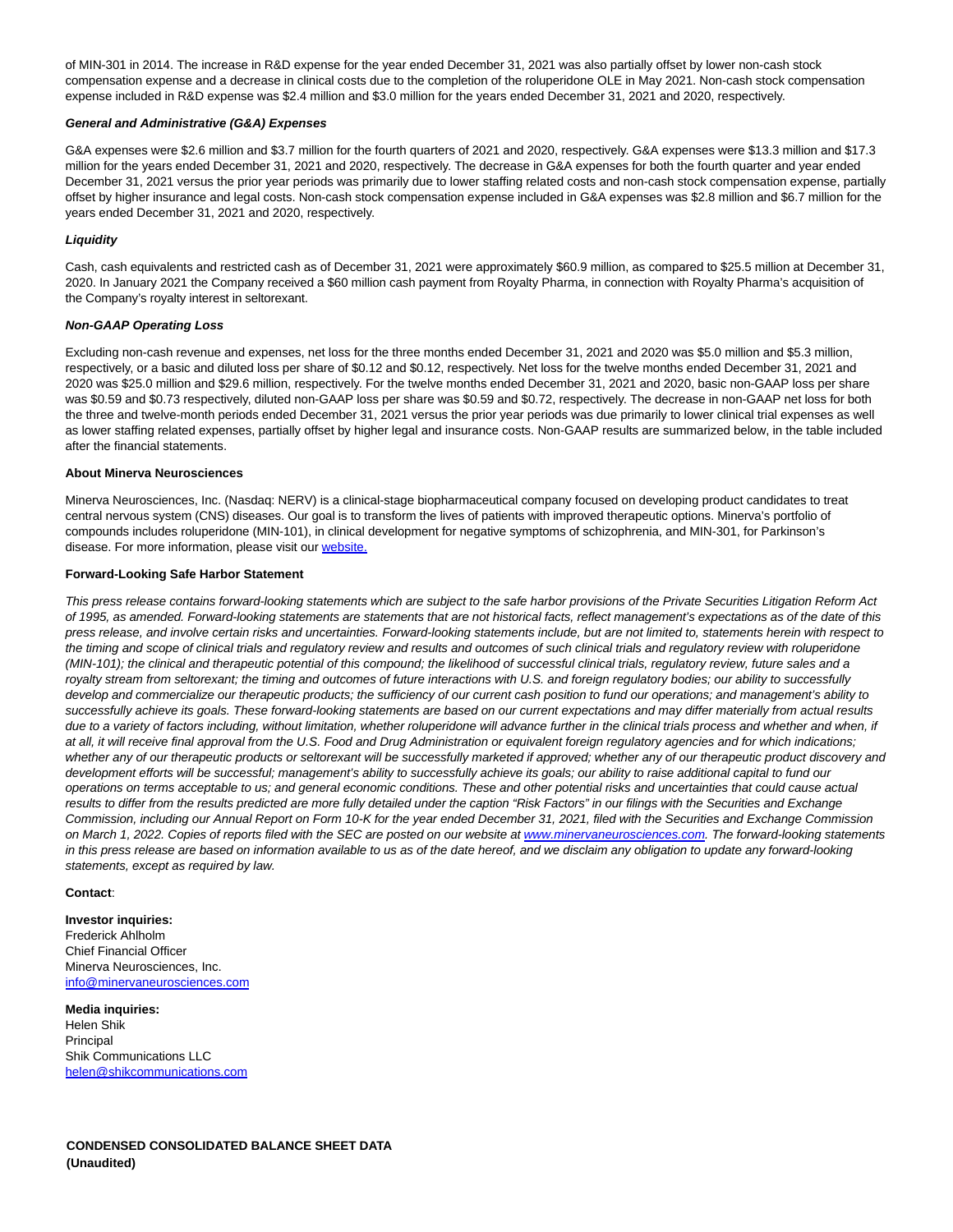of MIN-301 in 2014. The increase in R&D expense for the year ended December 31, 2021 was also partially offset by lower non-cash stock compensation expense and a decrease in clinical costs due to the completion of the roluperidone OLE in May 2021. Non-cash stock compensation expense included in R&D expense was $2.4 million and $3.0 million for the years ended December 31, 2021 and 2020, respectively.

***General and Administrative (G&A) Expenses***

G&A expenses were $2.6 million and $3.7 million for the fourth quarters of 2021 and 2020, respectively. G&A expenses were $13.3 million and $17.3 million for the years ended December 31, 2021 and 2020, respectively. The decrease in G&A expenses for both the fourth quarter and year ended December 31, 2021 versus the prior year periods was primarily due to lower staffing related costs and non-cash stock compensation expense, partially offset by higher insurance and legal costs. Non-cash stock compensation expense included in G&A expenses was $2.8 million and $6.7 million for the years ended December 31, 2021 and 2020, respectively.

***Liquidity***

Cash, cash equivalents and restricted cash as of December 31, 2021 were approximately $60.9 million, as compared to $25.5 million at December 31, 2020. In January 2021 the Company received a $60 million cash payment from Royalty Pharma, in connection with Royalty Pharma's acquisition of the Company's royalty interest in seltorexant.

***Non-GAAP Operating Loss***

Excluding non-cash revenue and expenses, net loss for the three months ended December 31, 2021 and 2020 was $5.0 million and $5.3 million, respectively, or a basic and diluted loss per share of $0.12 and $0.12, respectively. Net loss for the twelve months ended December 31, 2021 and 2020 was $25.0 million and $29.6 million, respectively. For the twelve months ended December 31, 2021 and 2020, basic non-GAAP loss per share was $0.59 and $0.73 respectively, diluted non-GAAP loss per share was $0.59 and $0.72, respectively. The decrease in non-GAAP net loss for both the three and twelve-month periods ended December 31, 2021 versus the prior year periods was due primarily to lower clinical trial expenses as well as lower staffing related expenses, partially offset by higher legal and insurance costs. Non-GAAP results are summarized below, in the table included after the financial statements.

**About Minerva Neurosciences**

Minerva Neurosciences, Inc. (Nasdaq: NERV) is a clinical-stage biopharmaceutical company focused on developing product candidates to treat central nervous system (CNS) diseases. Our goal is to transform the lives of patients with improved therapeutic options. Minerva's portfolio of compounds includes roluperidone (MIN-101), in clinical development for negative symptoms of schizophrenia, and MIN-301, for Parkinson's disease. For more information, please visit our website.

**Forward-Looking Safe Harbor Statement**

*This press release contains forward-looking statements which are subject to the safe harbor provisions of the Private Securities Litigation Reform Act of 1995, as amended. Forward-looking statements are statements that are not historical facts, reflect management's expectations as of the date of this press release, and involve certain risks and uncertainties. Forward-looking statements include, but are not limited to, statements herein with respect to the timing and scope of clinical trials and regulatory review and results and outcomes of such clinical trials and regulatory review with roluperidone (MIN-101); the clinical and therapeutic potential of this compound; the likelihood of successful clinical trials, regulatory review, future sales and a royalty stream from seltorexant; the timing and outcomes of future interactions with U.S. and foreign regulatory bodies; our ability to successfully develop and commercialize our therapeutic products; the sufficiency of our current cash position to fund our operations; and management's ability to successfully achieve its goals. These forward-looking statements are based on our current expectations and may differ materially from actual results due to a variety of factors including, without limitation, whether roluperidone will advance further in the clinical trials process and whether and when, if at all, it will receive final approval from the U.S. Food and Drug Administration or equivalent foreign regulatory agencies and for which indications; whether any of our therapeutic products or seltorexant will be successfully marketed if approved; whether any of our therapeutic product discovery and development efforts will be successful; management's ability to successfully achieve its goals; our ability to raise additional capital to fund our operations on terms acceptable to us; and general economic conditions. These and other potential risks and uncertainties that could cause actual results to differ from the results predicted are more fully detailed under the caption "Risk Factors" in our filings with the Securities and Exchange Commission, including our Annual Report on Form 10-K for the year ended December 31, 2021, filed with the Securities and Exchange Commission on March 1, 2022. Copies of reports filed with the SEC are posted on our website at www.minervaneurosciences.com. The forward-looking statements in this press release are based on information available to us as of the date hereof, and we disclaim any obligation to update any forward-looking statements, except as required by law.*

**Contact**:

**Investor inquiries:**
Frederick Ahlholm
Chief Financial Officer
Minerva Neurosciences, Inc.
info@minervaneurosciences.com

**Media inquiries:**
Helen Shik
Principal
Shik Communications LLC
helen@shikcommunications.com

**CONDENSED CONSOLIDATED BALANCE SHEET DATA**
**(Unaudited)**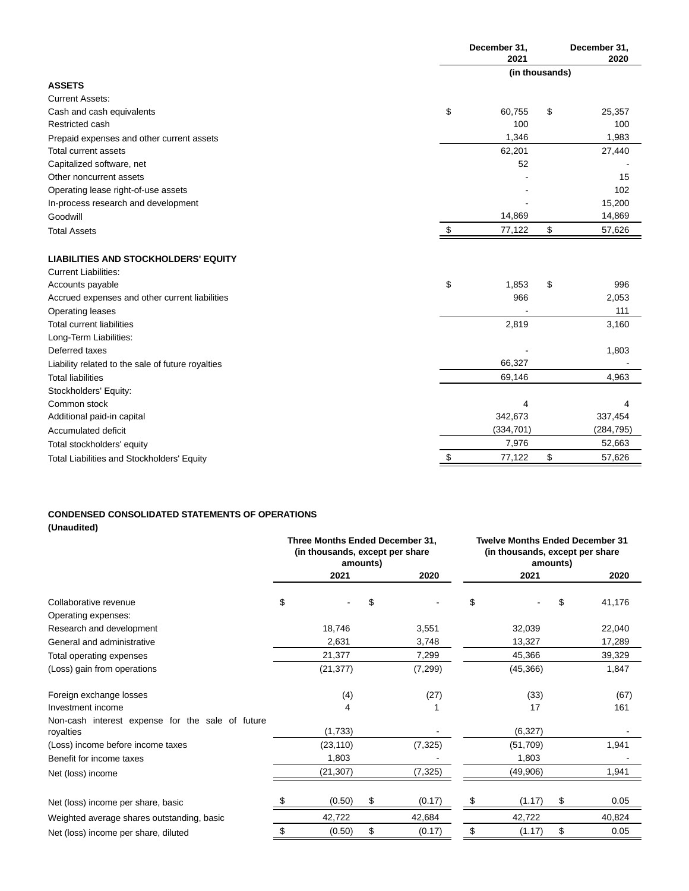| | December 31, 2021 | December 31, 2020 |
|---|---|---|
| | (in thousands) | |
| **ASSETS** | | |
| Current Assets: | | |
| Cash and cash equivalents | $ 60,755 | $ 25,357 |
| Restricted cash | 100 | 100 |
| Prepaid expenses and other current assets | 1,346 | 1,983 |
| Total current assets | 62,201 | 27,440 |
| Capitalized software, net | 52 | - |
| Other noncurrent assets | - | 15 |
| Operating lease right-of-use assets | - | 102 |
| In-process research and development | - | 15,200 |
| Goodwill | 14,869 | 14,869 |
| Total Assets | $ 77,122 | $ 57,626 |
| | | |
| **LIABILITIES AND STOCKHOLDERS' EQUITY** | | |
| Current Liabilities: | | |
| Accounts payable | $ 1,853 | $ 996 |
| Accrued expenses and other current liabilities | 966 | 2,053 |
| Operating leases | - | 111 |
| Total current liabilities | 2,819 | 3,160 |
| Long-Term Liabilities: | | |
| Deferred taxes | - | 1,803 |
| Liability related to the sale of future royalties | 66,327 | - |
| Total liabilities | 69,146 | 4,963 |
| Stockholders' Equity: | | |
| Common stock | 4 | 4 |
| Additional paid-in capital | 342,673 | 337,454 |
| Accumulated deficit | (334,701) | (284,795) |
| Total stockholders' equity | 7,976 | 52,663 |
| Total Liabilities and Stockholders' Equity | $ 77,122 | $ 57,626 |

**CONDENSED CONSOLIDATED STATEMENTS OF OPERATIONS**
**(Unaudited)**

| | Three Months Ended December 31, (in thousands, except per share amounts) | | Twelve Months Ended December 31 (in thousands, except per share amounts) | |
|---|---|---|---|---|
| | 2021 | 2020 | 2021 | 2020 |
| Collaborative revenue | $ - | $ - | $ - | $ 41,176 |
| Operating expenses: | | | | |
| Research and development | 18,746 | 3,551 | 32,039 | 22,040 |
| General and administrative | 2,631 | 3,748 | 13,327 | 17,289 |
| Total operating expenses | 21,377 | 7,299 | 45,366 | 39,329 |
| (Loss) gain from operations | (21,377) | (7,299) | (45,366) | 1,847 |
| | | | | |
| Foreign exchange losses | (4) | (27) | (33) | (67) |
| Investment income | 4 | 1 | 17 | 161 |
| Non-cash interest expense for the sale of future royalties | (1,733) | - | (6,327) | - |
| (Loss) income before income taxes | (23,110) | (7,325) | (51,709) | 1,941 |
| Benefit for income taxes | 1,803 | - | 1,803 | - |
| Net (loss) income | (21,307) | (7,325) | (49,906) | 1,941 |
| | | | | |
| Net (loss) income per share, basic | $ (0.50) | $ (0.17) | $ (1.17) | $ 0.05 |
| Weighted average shares outstanding, basic | 42,722 | 42,684 | 42,722 | 40,824 |
| Net (loss) income per share, diluted | $ (0.50) | $ (0.17) | $ (1.17) | $ 0.05 |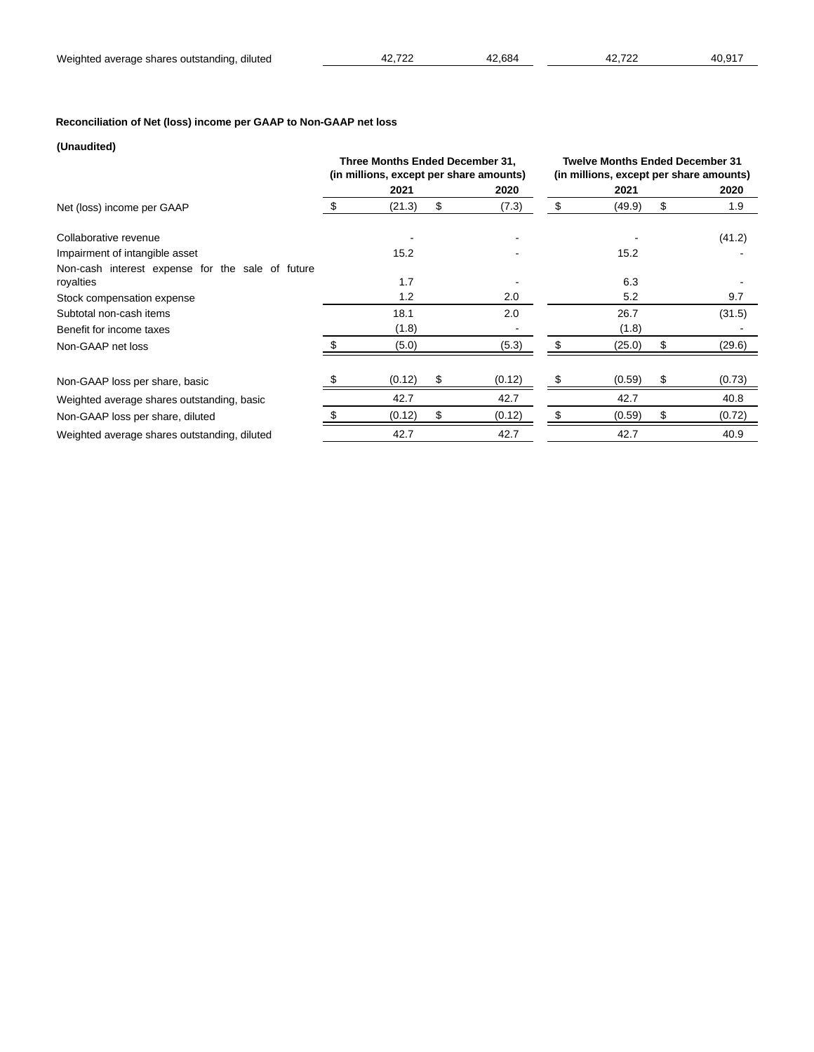| | | | | |
|---|---|---|---|---|
| Weighted average shares outstanding, diluted | 42,722 | 42,684 | 42,722 | 40,917 |

**Reconciliation of Net (loss) income per GAAP to Non-GAAP net loss**

**(Unaudited)**

| | Three Months Ended December 31, (in millions, except per share amounts) | | Twelve Months Ended December 31 (in millions, except per share amounts) | |
|---|---|---|---|---|
| | **2021** | **2020** | **2021** | **2020** |
| Net (loss) income per GAAP | $ (21.3) | $ (7.3) | $ (49.9) | $ 1.9 |
| Collaborative revenue | - | - | - | (41.2) |
| Impairment of intangible asset | 15.2 | - | 15.2 | - |
| Non-cash interest expense for the sale of future royalties | 1.7 | - | 6.3 | - |
| Stock compensation expense | 1.2 | 2.0 | 5.2 | 9.7 |
| Subtotal non-cash items | 18.1 | 2.0 | 26.7 | (31.5) |
| Benefit for income taxes | (1.8) | - | (1.8) | - |
| Non-GAAP net loss | $ (5.0) | (5.3) | $ (25.0) | $ (29.6) |
| Non-GAAP loss per share, basic | $ (0.12) | $ (0.12) | $ (0.59) | $ (0.73) |
| Weighted average shares outstanding, basic | 42.7 | 42.7 | 42.7 | 40.8 |
| Non-GAAP loss per share, diluted | $ (0.12) | $ (0.12) | $ (0.59) | $ (0.72) |
| Weighted average shares outstanding, diluted | 42.7 | 42.7 | 42.7 | 40.9 |